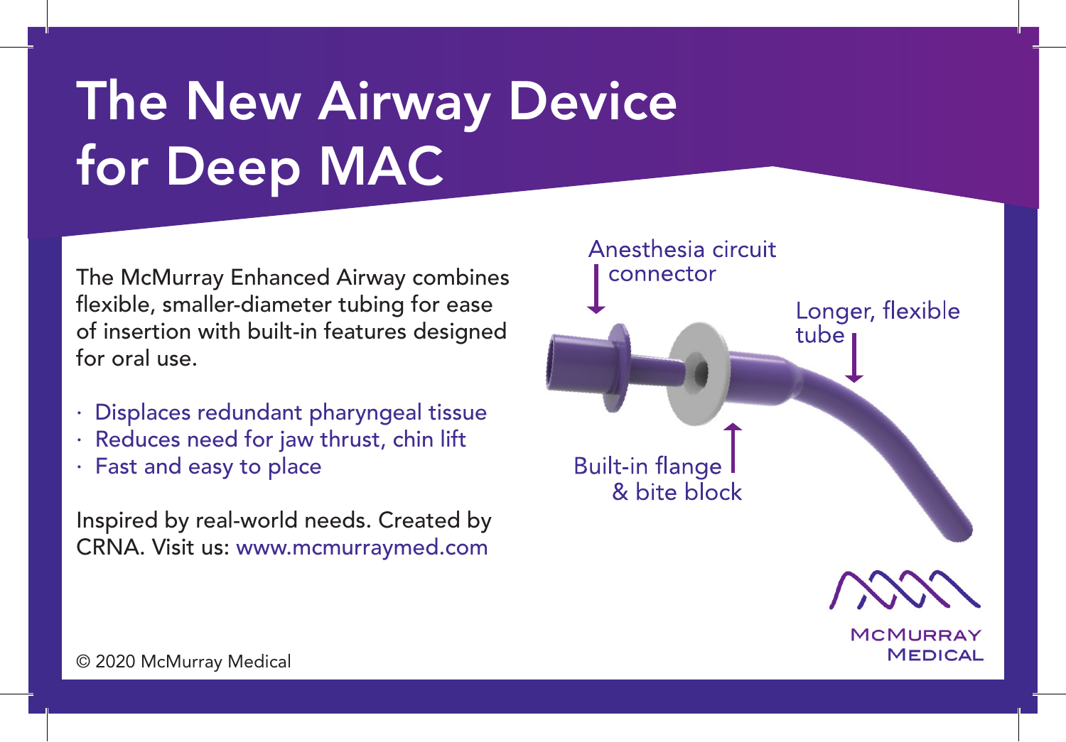# The New Airway Device for Deep MAC

The McMurray Enhanced Airway combines flexible, smaller-diameter tubing for ease of insertion with built-in features designed for oral use.

- Displaces redundant pharyngeal tissue
- Reduces need for jaw thrust, chin lift
- Fast and easy to place

Inspired by real-world needs. Created by CRNA. Visit us: www.mcmurraymed.com

Anesthesia circuit connector

Longer, flexible tube

Built-in flange & bite block

McMurray Medical

© 2020 McMurray Medical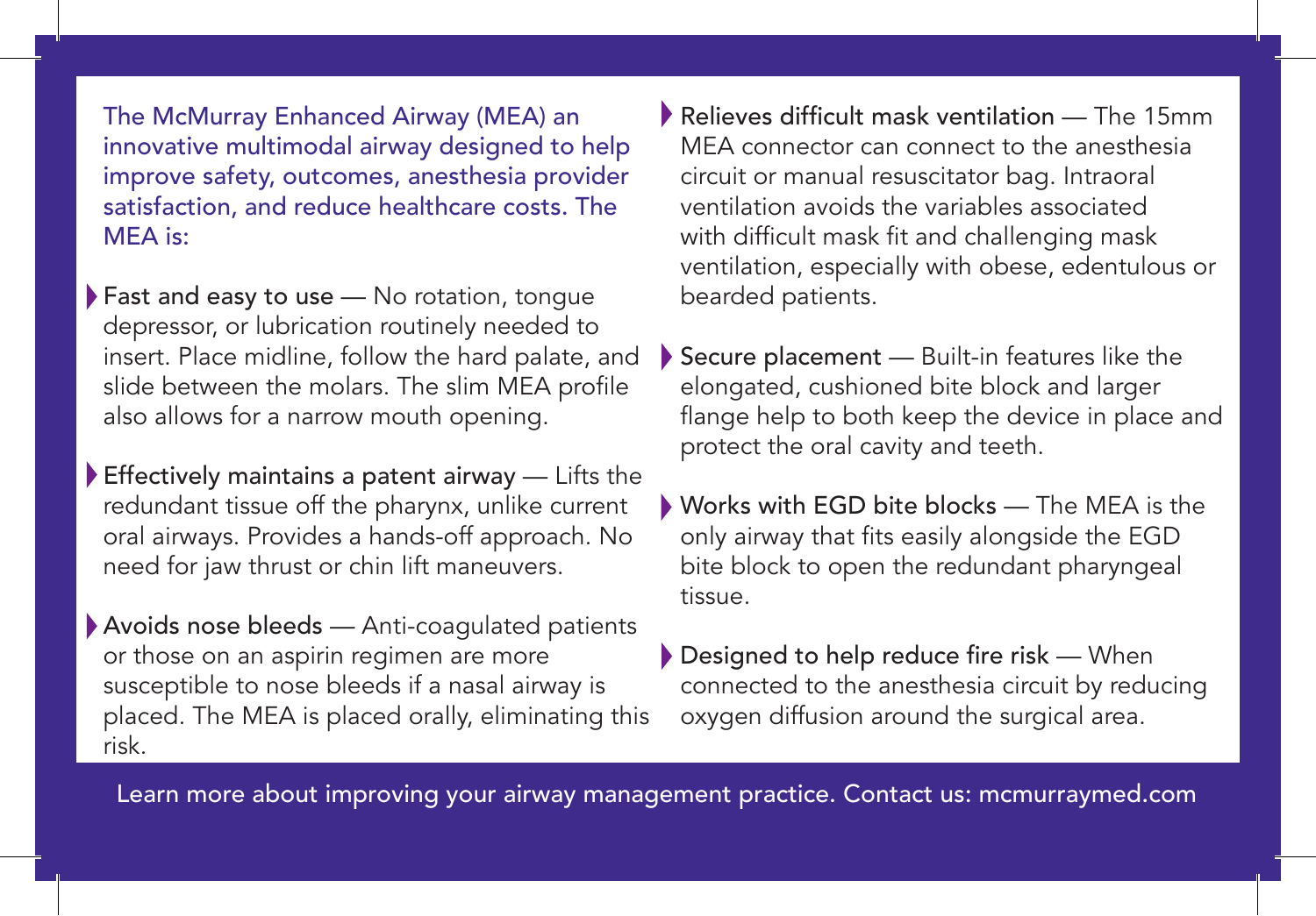The McMurray Enhanced Airway (MEA) an innovative multimodal airway designed to help improve safety, outcomes, anesthesia provider satisfaction, and reduce healthcare costs. The MEA is:

- **Fast and easy to use** — No rotation, tongue depressor, or lubrication routinely needed to insert. Place midline, follow the hard palate, and slide between the molars. The slim MEA profile also allows for a narrow mouth opening.

- **Effectively maintains a patent airway** — Lifts the redundant tissue off the pharynx, unlike current oral airways. Provides a hands-off approach. No need for jaw thrust or chin lift maneuvers.

- **Avoids nose bleeds** — Anti-coagulated patients or those on an aspirin regimen are more susceptible to nose bleeds if a nasal airway is placed. The MEA is placed orally, eliminating this risk.

- **Relieves difficult mask ventilation** — The 15mm MEA connector can connect to the anesthesia circuit or manual resuscitator bag. Intraoral ventilation avoids the variables associated with difficult mask fit and challenging mask ventilation, especially with obese, edentulous or bearded patients.

- **Secure placement** — Built-in features like the elongated, cushioned bite block and larger flange help to both keep the device in place and protect the oral cavity and teeth.

- **Works with EGD bite blocks** — The MEA is the only airway that fits easily alongside the EGD bite block to open the redundant pharyngeal tissue.

- **Designed to help reduce fire risk** — When connected to the anesthesia circuit by reducing oxygen diffusion around the surgical area.

Learn more about improving your airway management practice. Contact us: mcmurraymed.com